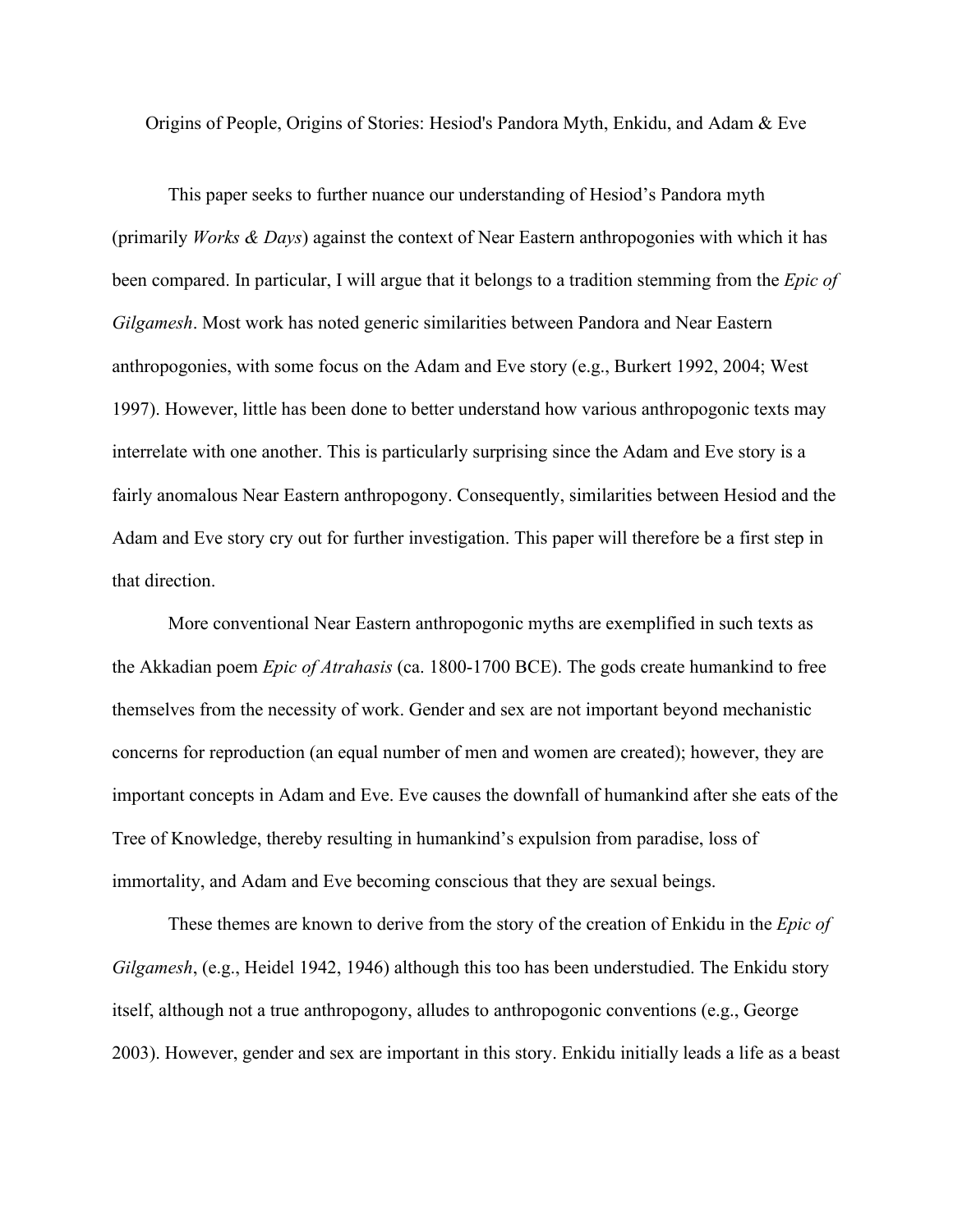# Origins of People, Origins of Stories: Hesiod's Pandora Myth, Enkidu, and Adam & Eve

This paper seeks to further nuance our understanding of Hesiod's Pandora myth (primarily *Works & Days*) against the context of Near Eastern anthropogonies with which it has been compared. In particular, I will argue that it belongs to a tradition stemming from the *Epic of Gilgamesh*. Most work has noted generic similarities between Pandora and Near Eastern anthropogonies, with some focus on the Adam and Eve story (e.g., Burkert 1992, 2004; West 1997). However, little has been done to better understand how various anthropogonic texts may interrelate with one another. This is particularly surprising since the Adam and Eve story is a fairly anomalous Near Eastern anthropogony. Consequently, similarities between Hesiod and the Adam and Eve story cry out for further investigation. This paper will therefore be a first step in that direction.

More conventional Near Eastern anthropogonic myths are exemplified in such texts as the Akkadian poem *Epic of Atrahasis* (ca. 1800-1700 BCE). The gods create humankind to free themselves from the necessity of work. Gender and sex are not important beyond mechanistic concerns for reproduction (an equal number of men and women are created); however, they are important concepts in Adam and Eve. Eve causes the downfall of humankind after she eats of the Tree of Knowledge, thereby resulting in humankind's expulsion from paradise, loss of immortality, and Adam and Eve becoming conscious that they are sexual beings.

These themes are known to derive from the story of the creation of Enkidu in the *Epic of Gilgamesh*, (e.g., Heidel 1942, 1946) although this too has been understudied. The Enkidu story itself, although not a true anthropogony, alludes to anthropogonic conventions (e.g., George 2003). However, gender and sex are important in this story. Enkidu initially leads a life as a beast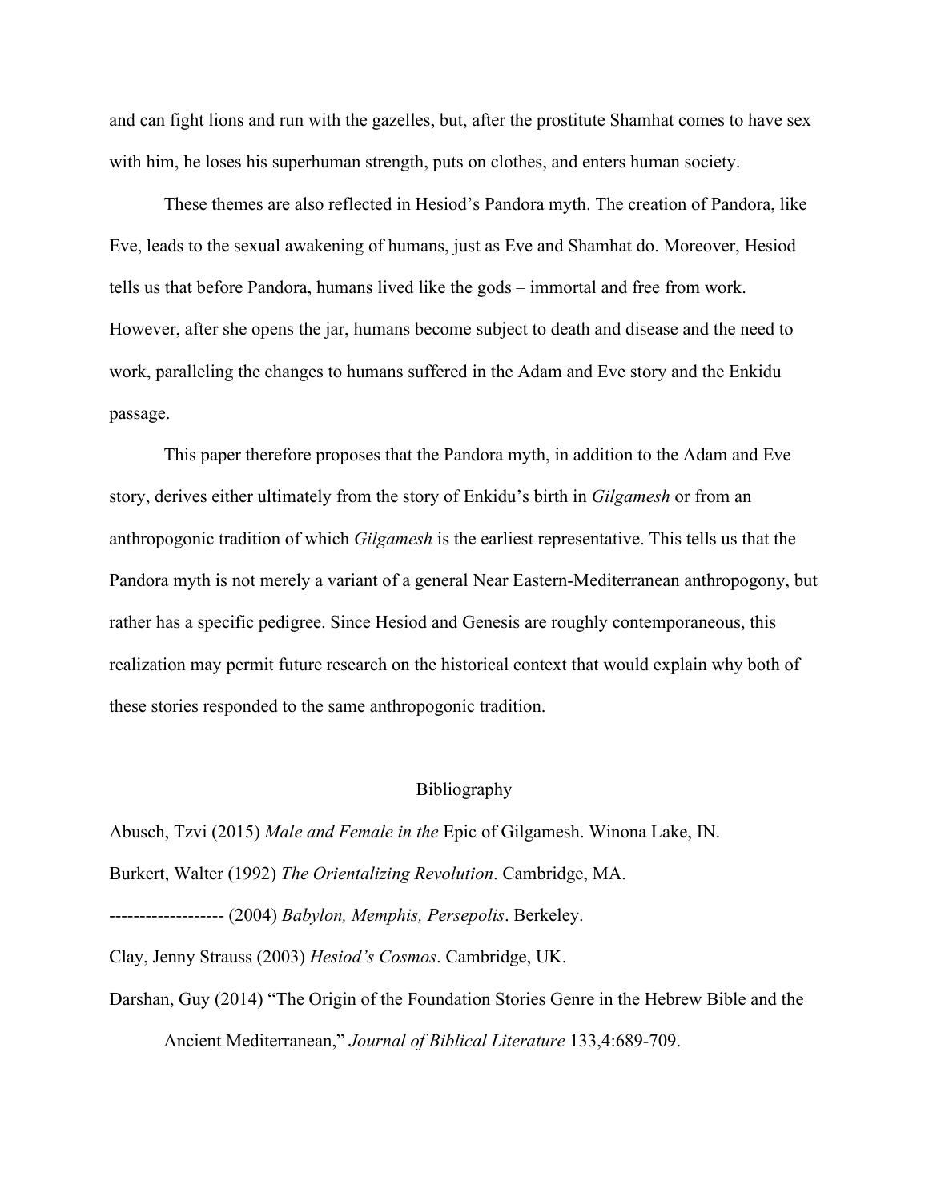and can fight lions and run with the gazelles, but, after the prostitute Shamhat comes to have sex with him, he loses his superhuman strength, puts on clothes, and enters human society.

These themes are also reflected in Hesiod's Pandora myth. The creation of Pandora, like Eve, leads to the sexual awakening of humans, just as Eve and Shamhat do. Moreover, Hesiod tells us that before Pandora, humans lived like the gods – immortal and free from work. However, after she opens the jar, humans become subject to death and disease and the need to work, paralleling the changes to humans suffered in the Adam and Eve story and the Enkidu passage.

This paper therefore proposes that the Pandora myth, in addition to the Adam and Eve story, derives either ultimately from the story of Enkidu's birth in *Gilgamesh* or from an anthropogonic tradition of which *Gilgamesh* is the earliest representative. This tells us that the Pandora myth is not merely a variant of a general Near Eastern-Mediterranean anthropogony, but rather has a specific pedigree. Since Hesiod and Genesis are roughly contemporaneous, this realization may permit future research on the historical context that would explain why both of these stories responded to the same anthropogonic tradition.

## Bibliography

Abusch, Tzvi (2015) *Male and Female in the* Epic of Gilgamesh. Winona Lake, IN.

Burkert, Walter (1992) *The Orientalizing Revolution*. Cambridge, MA.

------------------- (2004) *Babylon, Memphis, Persepolis*. Berkeley.

Clay, Jenny Strauss (2003) *Hesiod's Cosmos*. Cambridge, UK.

Darshan, Guy (2014) "The Origin of the Foundation Stories Genre in the Hebrew Bible and the Ancient Mediterranean," *Journal of Biblical Literature* 133,4:689-709.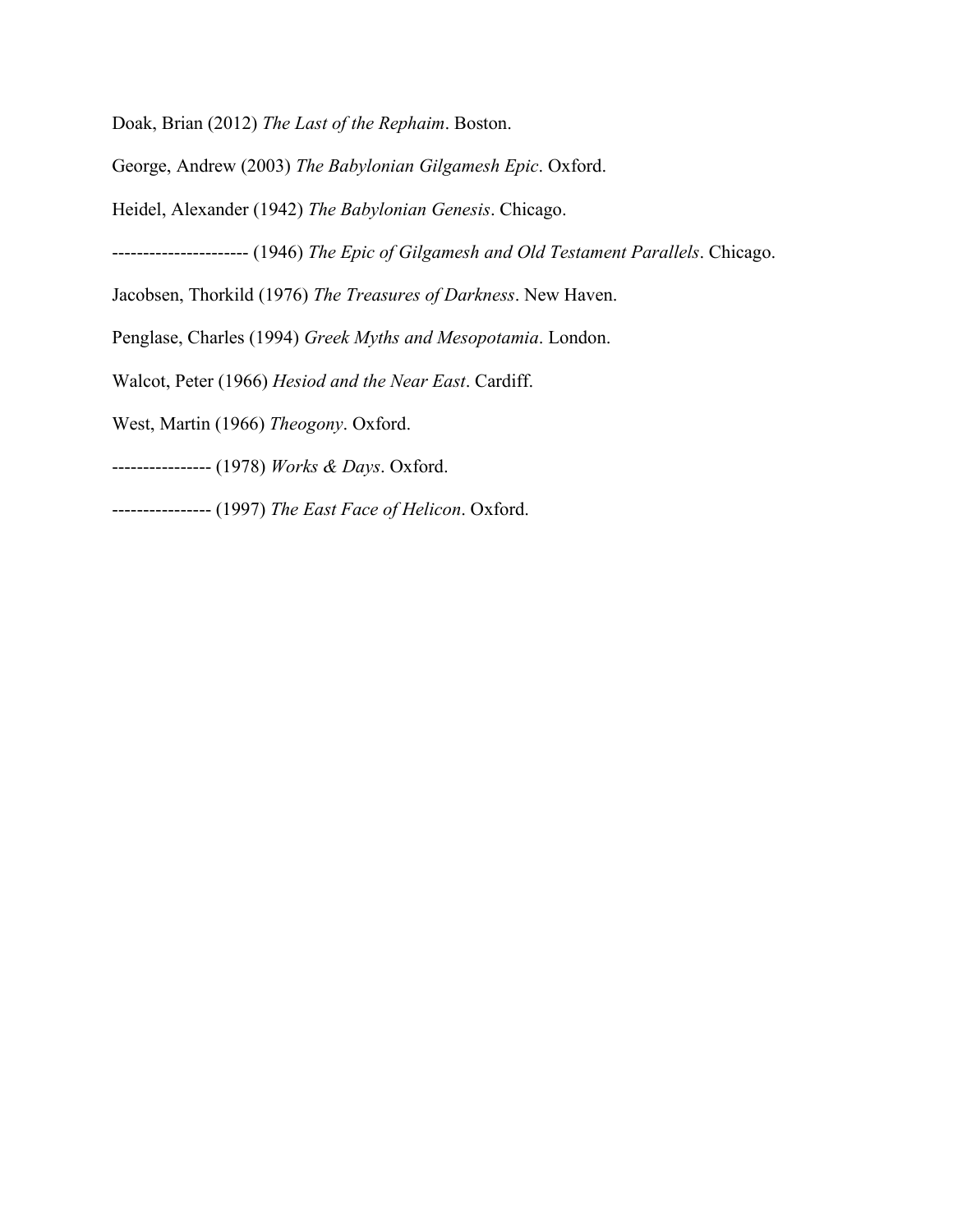Doak, Brian (2012) *The Last of the Rephaim*. Boston.

George, Andrew (2003) *The Babylonian Gilgamesh Epic*. Oxford.

Heidel, Alexander (1942) *The Babylonian Genesis*. Chicago.

---------------------- (1946) *The Epic of Gilgamesh and Old Testament Parallels*. Chicago.

Jacobsen, Thorkild (1976) *The Treasures of Darkness*. New Haven.

Penglase, Charles (1994) *Greek Myths and Mesopotamia*. London.

Walcot, Peter (1966) *Hesiod and the Near East*. Cardiff.

West, Martin (1966) *Theogony*. Oxford.

---------------- (1978) *Works & Days*. Oxford.

---------------- (1997) *The East Face of Helicon*. Oxford.